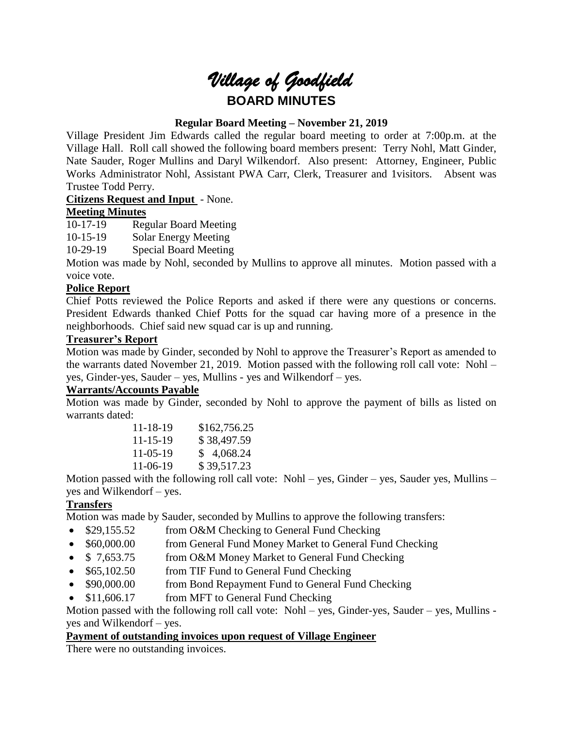# *Village of Goodfield*

## BOARD MINUTES

**Regular Board Meeting – November 21, 2019**

Village President Jim Edwards called the regular board meeting to order at 7:00p.m. at the Village Hall. Roll call showed the following board members present: Terry Nohl, Matt Ginder, Nate Sauder, Roger Mullins and Daryl Wilkendorf. Also present: Attorney, Engineer, Public Works Administrator Nohl, Assistant PWA Carr, Clerk, Treasurer and 1visitors. Absent was Trustee Todd Perry.

**Citizens Request and Input** - None.

**Meeting Minutes**

10-17-19 Regular Board Meeting
10-15-19 Solar Energy Meeting
10-29-19 Special Board Meeting

Motion was made by Nohl, seconded by Mullins to approve all minutes. Motion passed with a voice vote.

**Police Report**

Chief Potts reviewed the Police Reports and asked if there were any questions or concerns. President Edwards thanked Chief Potts for the squad car having more of a presence in the neighborhoods. Chief said new squad car is up and running.

**Treasurer's Report**

Motion was made by Ginder, seconded by Nohl to approve the Treasurer's Report as amended to the warrants dated November 21, 2019. Motion passed with the following roll call vote: Nohl – yes, Ginder-yes, Sauder – yes, Mullins - yes and Wilkendorf – yes.

**Warrants/Accounts Payable**

Motion was made by Ginder, seconded by Nohl to approve the payment of bills as listed on warrants dated:

11-18-19 $162,756.25
11-15-19 $ 38,497.59
11-05-19 $ 4,068.24
11-06-19 $ 39,517.23

Motion passed with the following roll call vote: Nohl – yes, Ginder – yes, Sauder yes, Mullins – yes and Wilkendorf – yes.

**Transfers**

Motion was made by Sauder, seconded by Mullins to approve the following transfers:

- $29,155.52 from O&M Checking to General Fund Checking
- $60,000.00 from General Fund Money Market to General Fund Checking
- $ 7,653.75 from O&M Money Market to General Fund Checking
- $65,102.50 from TIF Fund to General Fund Checking
- $90,000.00 from Bond Repayment Fund to General Fund Checking
- $11,606.17 from MFT to General Fund Checking

Motion passed with the following roll call vote: Nohl – yes, Ginder-yes, Sauder – yes, Mullins - yes and Wilkendorf – yes.

**Payment of outstanding invoices upon request of Village Engineer**

There were no outstanding invoices.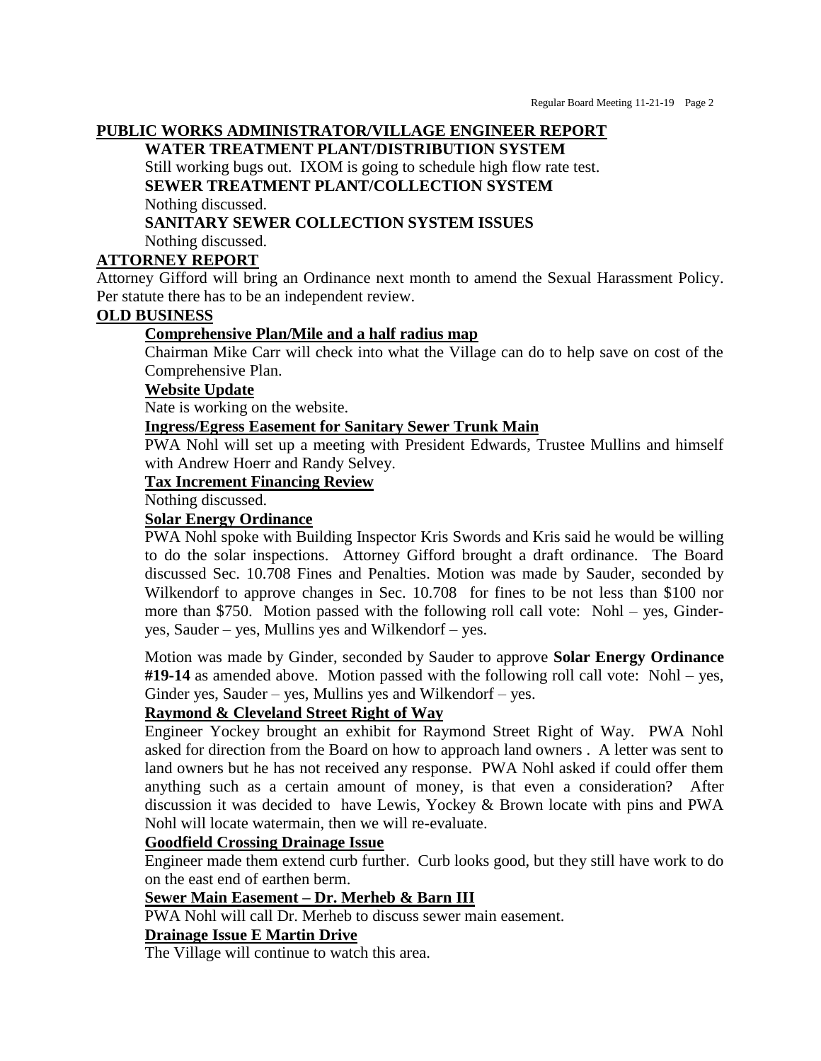## PUBLIC WORKS ADMINISTRATOR/VILLAGE ENGINEER REPORT

**WATER TREATMENT PLANT/DISTRIBUTION SYSTEM**

Still working bugs out. IXOM is going to schedule high flow rate test.

**SEWER TREATMENT PLANT/COLLECTION SYSTEM**

Nothing discussed.

**SANITARY SEWER COLLECTION SYSTEM ISSUES**

Nothing discussed.

## ATTORNEY REPORT

Attorney Gifford will bring an Ordinance next month to amend the Sexual Harassment Policy. Per statute there has to be an independent review.

## OLD BUSINESS

### Comprehensive Plan/Mile and a half radius map

Chairman Mike Carr will check into what the Village can do to help save on cost of the Comprehensive Plan.

### Website Update

Nate is working on the website.

### Ingress/Egress Easement for Sanitary Sewer Trunk Main

PWA Nohl will set up a meeting with President Edwards, Trustee Mullins and himself with Andrew Hoerr and Randy Selvey.

### Tax Increment Financing Review

Nothing discussed.

### Solar Energy Ordinance

PWA Nohl spoke with Building Inspector Kris Swords and Kris said he would be willing to do the solar inspections. Attorney Gifford brought a draft ordinance. The Board discussed Sec. 10.708 Fines and Penalties. Motion was made by Sauder, seconded by Wilkendorf to approve changes in Sec. 10.708 for fines to be not less than $100 nor more than $750. Motion passed with the following roll call vote: Nohl – yes, Ginder- yes, Sauder – yes, Mullins yes and Wilkendorf – yes.

Motion was made by Ginder, seconded by Sauder to approve **Solar Energy Ordinance #19-14** as amended above. Motion passed with the following roll call vote: Nohl – yes, Ginder yes, Sauder – yes, Mullins yes and Wilkendorf – yes.

### Raymond & Cleveland Street Right of Way

Engineer Yockey brought an exhibit for Raymond Street Right of Way. PWA Nohl asked for direction from the Board on how to approach land owners . A letter was sent to land owners but he has not received any response. PWA Nohl asked if could offer them anything such as a certain amount of money, is that even a consideration? After discussion it was decided to have Lewis, Yockey & Brown locate with pins and PWA Nohl will locate watermain, then we will re-evaluate.

### Goodfield Crossing Drainage Issue

Engineer made them extend curb further. Curb looks good, but they still have work to do on the east end of earthen berm.

### Sewer Main Easement – Dr. Merheb & Barn III

PWA Nohl will call Dr. Merheb to discuss sewer main easement.

### Drainage Issue E Martin Drive

The Village will continue to watch this area.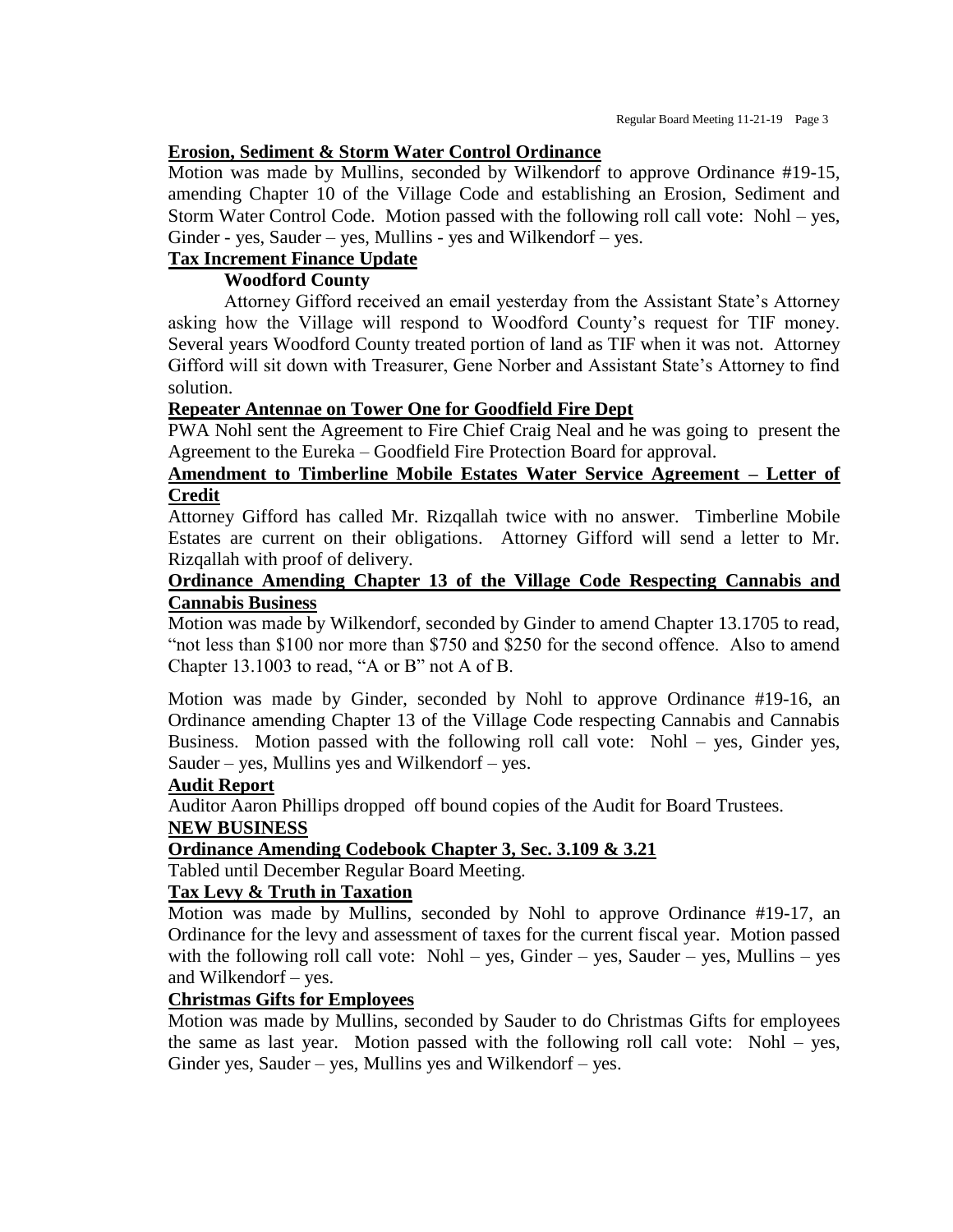**Erosion, Sediment & Storm Water Control Ordinance**

Motion was made by Mullins, seconded by Wilkendorf to approve Ordinance #19-15, amending Chapter 10 of the Village Code and establishing an Erosion, Sediment and Storm Water Control Code. Motion passed with the following roll call vote: Nohl – yes, Ginder - yes, Sauder – yes, Mullins - yes and Wilkendorf – yes.

**Tax Increment Finance Update**

**Woodford County**

Attorney Gifford received an email yesterday from the Assistant State's Attorney asking how the Village will respond to Woodford County's request for TIF money. Several years Woodford County treated portion of land as TIF when it was not. Attorney Gifford will sit down with Treasurer, Gene Norber and Assistant State's Attorney to find solution.

**Repeater Antennae on Tower One for Goodfield Fire Dept**

PWA Nohl sent the Agreement to Fire Chief Craig Neal and he was going to present the Agreement to the Eureka – Goodfield Fire Protection Board for approval.

**Amendment to Timberline Mobile Estates Water Service Agreement – Letter of Credit**

Attorney Gifford has called Mr. Rizqallah twice with no answer. Timberline Mobile Estates are current on their obligations. Attorney Gifford will send a letter to Mr. Rizqallah with proof of delivery.

**Ordinance Amending Chapter 13 of the Village Code Respecting Cannabis and Cannabis Business**

Motion was made by Wilkendorf, seconded by Ginder to amend Chapter 13.1705 to read, "not less than $100 nor more than $750 and $250 for the second offence. Also to amend Chapter 13.1003 to read, "A or B" not A of B.

Motion was made by Ginder, seconded by Nohl to approve Ordinance #19-16, an Ordinance amending Chapter 13 of the Village Code respecting Cannabis and Cannabis Business. Motion passed with the following roll call vote: Nohl – yes, Ginder yes, Sauder – yes, Mullins yes and Wilkendorf – yes.

**Audit Report**

Auditor Aaron Phillips dropped off bound copies of the Audit for Board Trustees.

**NEW BUSINESS**

**Ordinance Amending Codebook Chapter 3, Sec. 3.109 & 3.21**

Tabled until December Regular Board Meeting.

**Tax Levy & Truth in Taxation**

Motion was made by Mullins, seconded by Nohl to approve Ordinance #19-17, an Ordinance for the levy and assessment of taxes for the current fiscal year. Motion passed with the following roll call vote: Nohl – yes, Ginder – yes, Sauder – yes, Mullins – yes and Wilkendorf – yes.

**Christmas Gifts for Employees**

Motion was made by Mullins, seconded by Sauder to do Christmas Gifts for employees the same as last year. Motion passed with the following roll call vote: Nohl – yes, Ginder yes, Sauder – yes, Mullins yes and Wilkendorf – yes.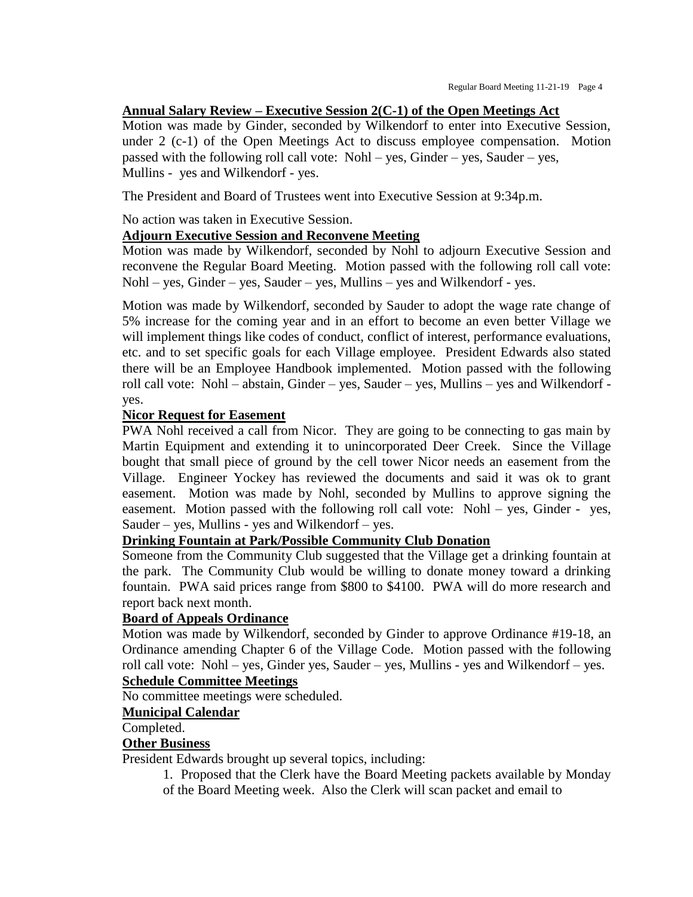**Annual Salary Review – Executive Session 2(C-1) of the Open Meetings Act**

Motion was made by Ginder, seconded by Wilkendorf to enter into Executive Session, under 2 (c-1) of the Open Meetings Act to discuss employee compensation. Motion passed with the following roll call vote: Nohl – yes, Ginder – yes, Sauder – yes, Mullins - yes and Wilkendorf - yes.

The President and Board of Trustees went into Executive Session at 9:34p.m.

No action was taken in Executive Session.

**Adjourn Executive Session and Reconvene Meeting**

Motion was made by Wilkendorf, seconded by Nohl to adjourn Executive Session and reconvene the Regular Board Meeting. Motion passed with the following roll call vote: Nohl – yes, Ginder – yes, Sauder – yes, Mullins – yes and Wilkendorf - yes.

Motion was made by Wilkendorf, seconded by Sauder to adopt the wage rate change of 5% increase for the coming year and in an effort to become an even better Village we will implement things like codes of conduct, conflict of interest, performance evaluations, etc. and to set specific goals for each Village employee. President Edwards also stated there will be an Employee Handbook implemented. Motion passed with the following roll call vote: Nohl – abstain, Ginder – yes, Sauder – yes, Mullins – yes and Wilkendorf - yes.

**Nicor Request for Easement**

PWA Nohl received a call from Nicor. They are going to be connecting to gas main by Martin Equipment and extending it to unincorporated Deer Creek. Since the Village bought that small piece of ground by the cell tower Nicor needs an easement from the Village. Engineer Yockey has reviewed the documents and said it was ok to grant easement. Motion was made by Nohl, seconded by Mullins to approve signing the easement. Motion passed with the following roll call vote: Nohl – yes, Ginder - yes, Sauder – yes, Mullins - yes and Wilkendorf – yes.

**Drinking Fountain at Park/Possible Community Club Donation**

Someone from the Community Club suggested that the Village get a drinking fountain at the park. The Community Club would be willing to donate money toward a drinking fountain. PWA said prices range from $800 to $4100. PWA will do more research and report back next month.

**Board of Appeals Ordinance**

Motion was made by Wilkendorf, seconded by Ginder to approve Ordinance #19-18, an Ordinance amending Chapter 6 of the Village Code. Motion passed with the following roll call vote: Nohl – yes, Ginder yes, Sauder – yes, Mullins - yes and Wilkendorf – yes.

**Schedule Committee Meetings**

No committee meetings were scheduled.

**Municipal Calendar**

Completed.

**Other Business**

President Edwards brought up several topics, including:

1. Proposed that the Clerk have the Board Meeting packets available by Monday of the Board Meeting week. Also the Clerk will scan packet and email to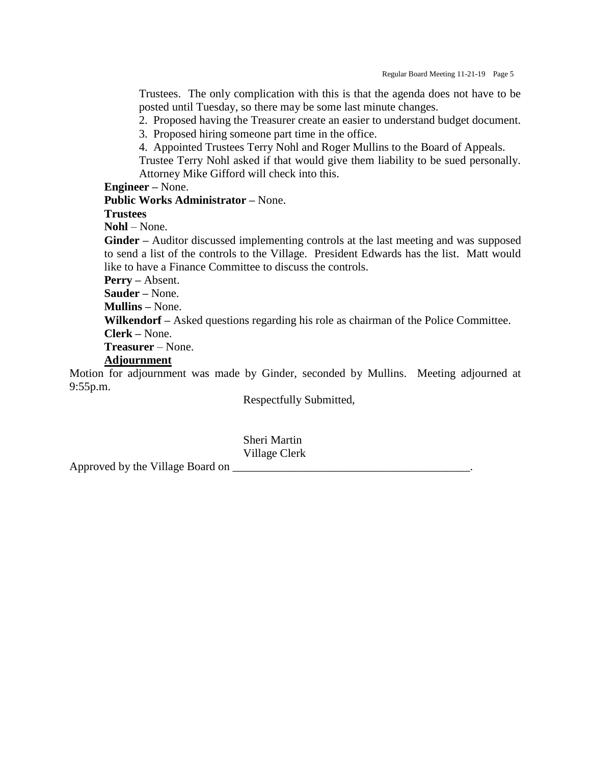Trustees. The only complication with this is that the agenda does not have to be posted until Tuesday, so there may be some last minute changes.

2. Proposed having the Treasurer create an easier to understand budget document.
3. Proposed hiring someone part time in the office.
4. Appointed Trustees Terry Nohl and Roger Mullins to the Board of Appeals.

Trustee Terry Nohl asked if that would give them liability to be sued personally. Attorney Mike Gifford will check into this.

**Engineer –** None.

**Public Works Administrator –** None.

**Trustees**

**Nohl** – None.

**Ginder –** Auditor discussed implementing controls at the last meeting and was supposed to send a list of the controls to the Village. President Edwards has the list. Matt would like to have a Finance Committee to discuss the controls.

**Perry –** Absent.

**Sauder –** None.

**Mullins –** None.

**Wilkendorf –** Asked questions regarding his role as chairman of the Police Committee.

**Clerk –** None.

**Treasurer** – None.

**Adjournment**

Motion for adjournment was made by Ginder, seconded by Mullins. Meeting adjourned at 9:55p.m.

Respectfully Submitted,

Sheri Martin
Village Clerk

Approved by the Village Board on \_\_\_\_\_\_\_\_\_\_\_\_\_\_\_\_\_\_\_\_\_\_\_\_\_\_\_\_\_\_\_\_\_\_\_\_\_\_\_\_\_\_.